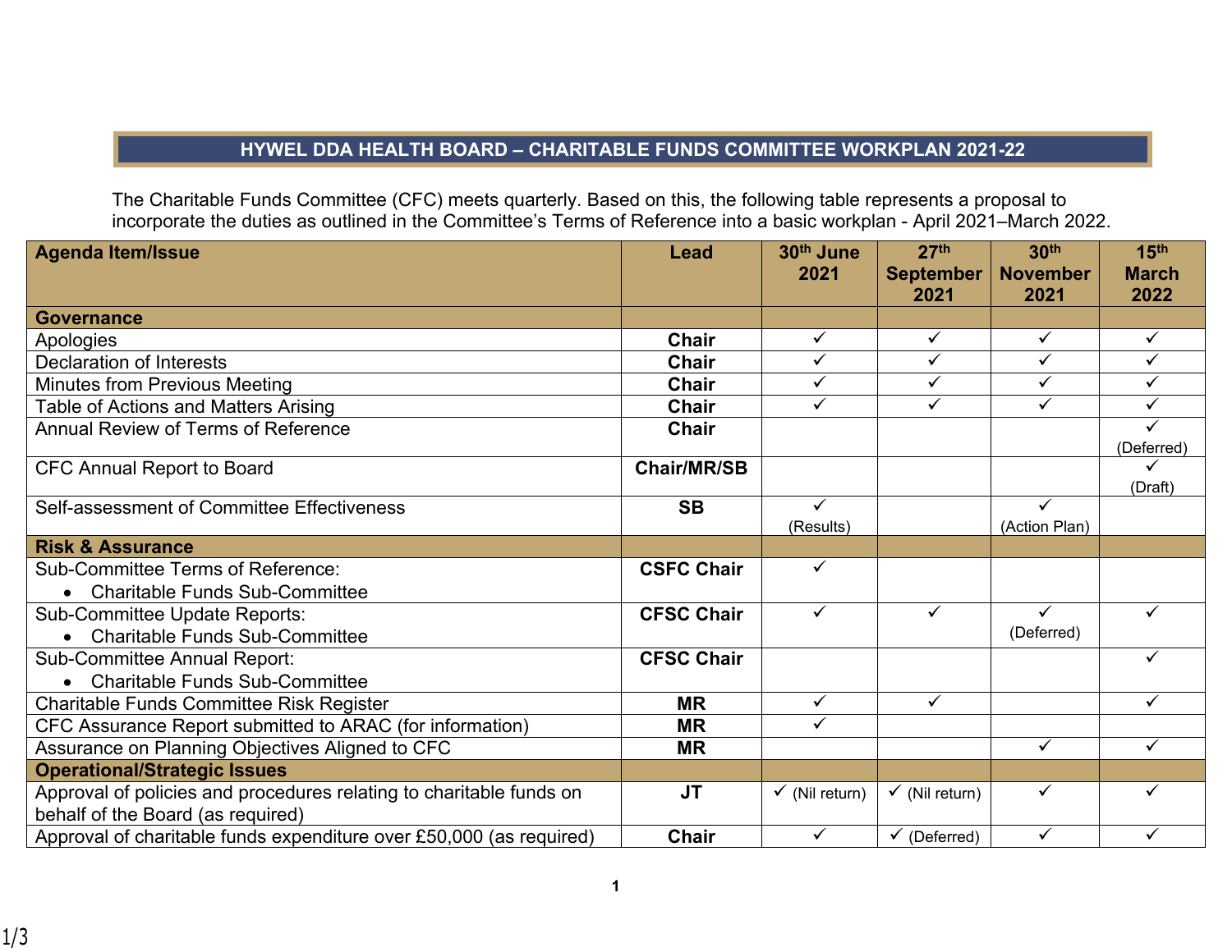## HYWEL DDA HEALTH BOARD – CHARITABLE FUNDS COMMITTEE WORKPLAN 2021-22

The Charitable Funds Committee (CFC) meets quarterly. Based on this, the following table represents a proposal to incorporate the duties as outlined in the Committee's Terms of Reference into a basic workplan - April 2021–March 2022.

| Agenda Item/Issue | Lead | 30th June 2021 | 27th September 2021 | 30th November 2021 | 15th March 2022 |
|---|---|---|---|---|---|
| **Governance** | | | | | |
| Apologies | **Chair** | ✓ | ✓ | ✓ | ✓ |
| Declaration of Interests | **Chair** | ✓ | ✓ | ✓ | ✓ |
| Minutes from Previous Meeting | **Chair** | ✓ | ✓ | ✓ | ✓ |
| Table of Actions and Matters Arising | **Chair** | ✓ | ✓ | ✓ | ✓ |
| Annual Review of Terms of Reference | **Chair** | | | | ✓ (Deferred) |
| CFC Annual Report to Board | **Chair/MR/SB** | | | | ✓ (Draft) |
| Self-assessment of Committee Effectiveness | **SB** | ✓ (Results) | | ✓ (Action Plan) | |
| **Risk & Assurance** | | | | | |
| Sub-Committee Terms of Reference: <br>• Charitable Funds Sub-Committee | **CSFC Chair** | ✓ | | | |
| Sub-Committee Update Reports: <br>• Charitable Funds Sub-Committee | **CFSC Chair** | ✓ | ✓ | ✓ (Deferred) | ✓ |
| Sub-Committee Annual Report: <br>• Charitable Funds Sub-Committee | **CFSC Chair** | | | | ✓ |
| Charitable Funds Committee Risk Register | **MR** | ✓ | ✓ | | ✓ |
| CFC Assurance Report submitted to ARAC (for information) | **MR** | ✓ | | | |
| Assurance on Planning Objectives Aligned to CFC | **MR** | | | ✓ | ✓ |
| **Operational/Strategic Issues** | | | | | |
| Approval of policies and procedures relating to charitable funds on behalf of the Board (as required) | **JT** | ✓ (Nil return) | ✓ (Nil return) | ✓ | ✓ |
| Approval of charitable funds expenditure over £50,000 (as required) | **Chair** | ✓ | ✓ (Deferred) | ✓ | ✓ |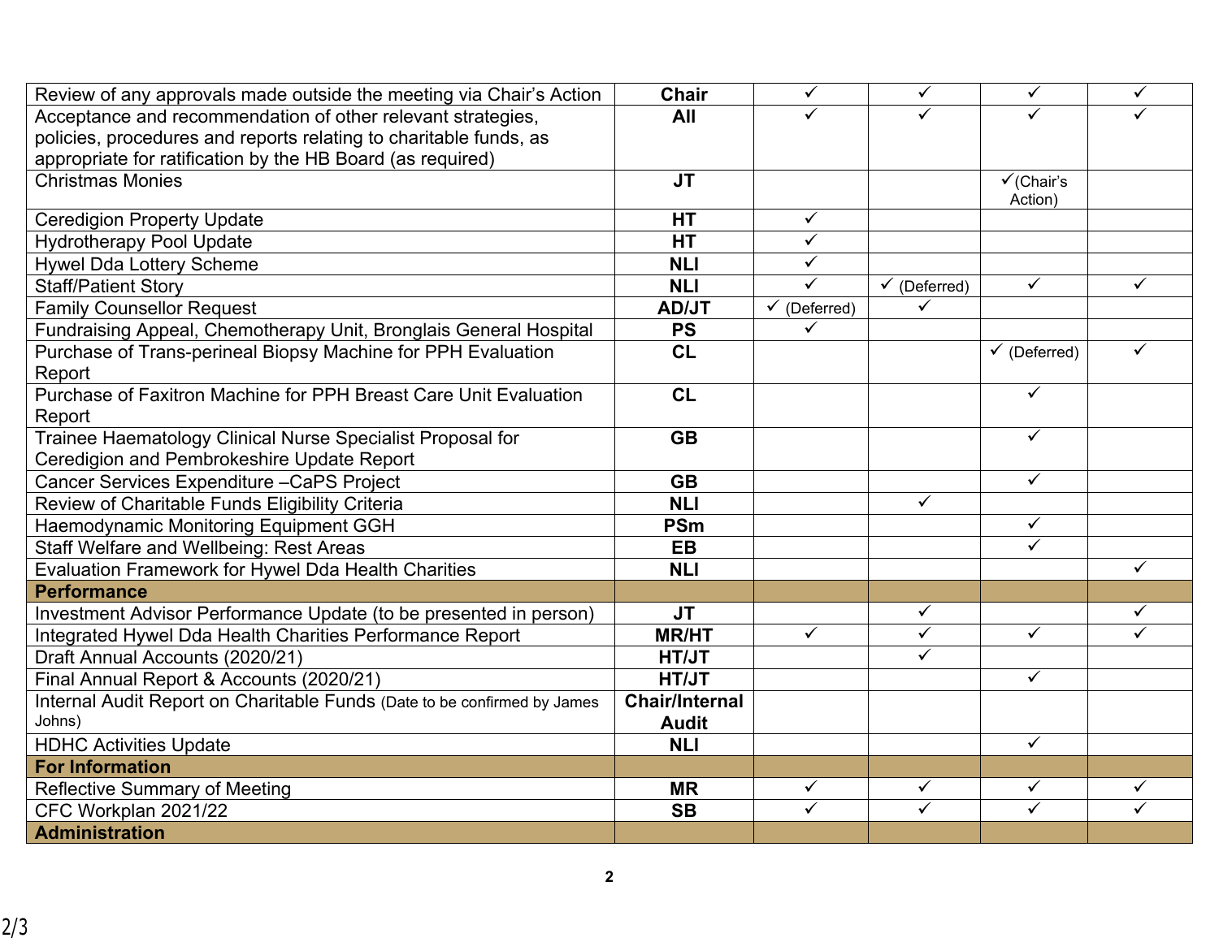| | | | | | |
|---|---|---|---|---|---|
| Review of any approvals made outside the meeting via Chair's Action | **Chair** | ✓ | ✓ | ✓ | ✓ |
| Acceptance and recommendation of other relevant strategies, policies, procedures and reports relating to charitable funds, as appropriate for ratification by the HB Board (as required) | **All** | ✓ | ✓ | ✓ | ✓ |
| Christmas Monies | **JT** | | | ✓(Chair's Action) | |
| Ceredigion Property Update | **HT** | ✓ | | | |
| Hydrotherapy Pool Update | **HT** | ✓ | | | |
| Hywel Dda Lottery Scheme | **NLI** | ✓ | | | |
| Staff/Patient Story | **NLI** | ✓ | ✓ (Deferred) | ✓ | ✓ |
| Family Counsellor Request | **AD/JT** | ✓ (Deferred) | ✓ | | |
| Fundraising Appeal, Chemotherapy Unit, Bronglais General Hospital | **PS** | ✓ | | | |
| Purchase of Trans-perineal Biopsy Machine for PPH Evaluation Report | **CL** | | | ✓ (Deferred) | ✓ |
| Purchase of Faxitron Machine for PPH Breast Care Unit Evaluation Report | **CL** | | | ✓ | |
| Trainee Haematology Clinical Nurse Specialist Proposal for Ceredigion and Pembrokeshire Update Report | **GB** | | | ✓ | |
| Cancer Services Expenditure –CaPS Project | **GB** | | | ✓ | |
| Review of Charitable Funds Eligibility Criteria | **NLI** | | ✓ | | |
| Haemodynamic Monitoring Equipment GGH | **PSm** | | | ✓ | |
| Staff Welfare and Wellbeing: Rest Areas | **EB** | | | ✓ | |
| Evaluation Framework for Hywel Dda Health Charities | **NLI** | | | | ✓ |
| **Performance** | | | | | |
| Investment Advisor Performance Update (to be presented in person) | **JT** | | ✓ | | ✓ |
| Integrated Hywel Dda Health Charities Performance Report | **MR/HT** | ✓ | ✓ | ✓ | ✓ |
| Draft Annual Accounts (2020/21) | **HT/JT** | | ✓ | | |
| Final Annual Report & Accounts (2020/21) | **HT/JT** | | | ✓ | |
| Internal Audit Report on Charitable Funds (Date to be confirmed by James Johns) | **Chair/Internal Audit** | | | | |
| HDHC Activities Update | **NLI** | | | ✓ | |
| **For Information** | | | | | |
| Reflective Summary of Meeting | **MR** | ✓ | ✓ | ✓ | ✓ |
| CFC Workplan 2021/22 | **SB** | ✓ | ✓ | ✓ | ✓ |
| **Administration** | | | | | |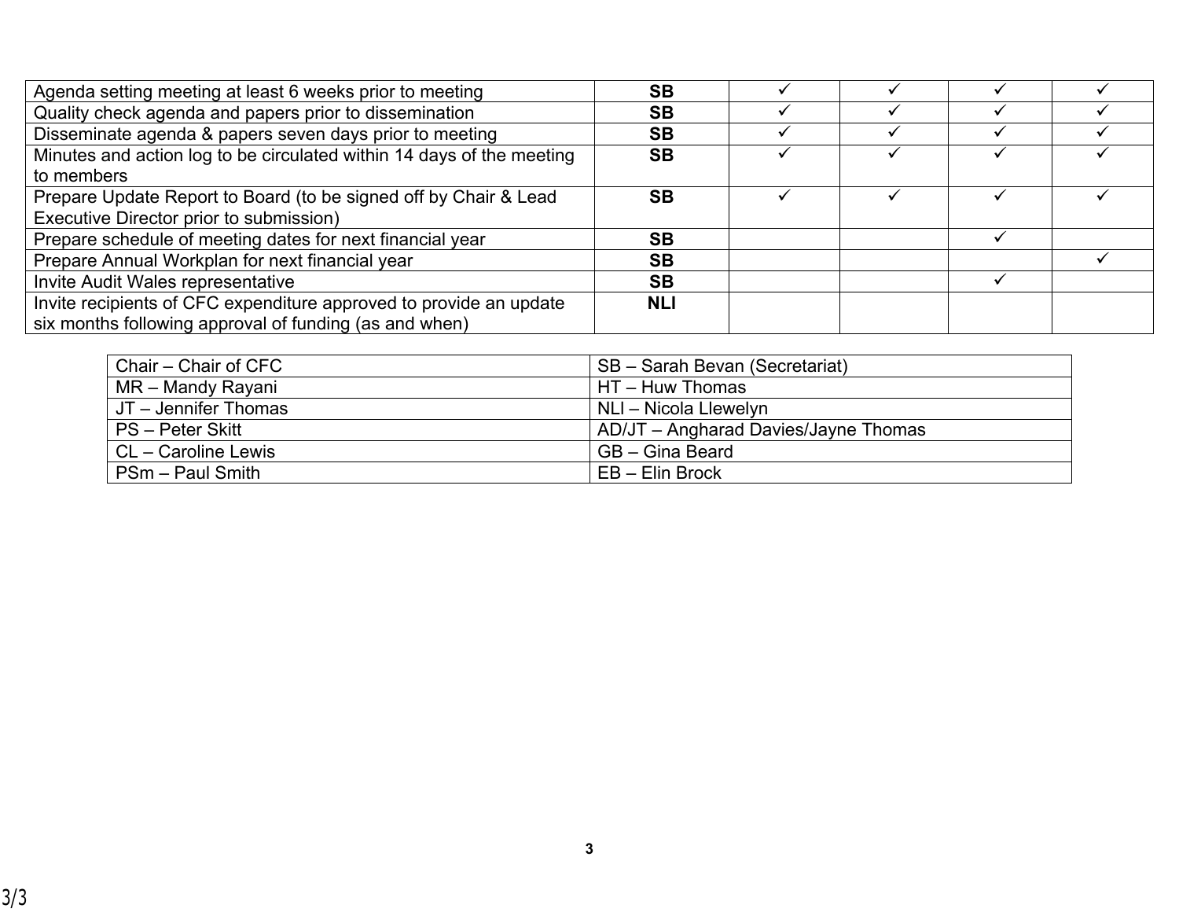| | | | | | |
|---|---|---|---|---|---|
| Agenda setting meeting at least 6 weeks prior to meeting | **SB** | ✓ | ✓ | ✓ | ✓ |
| Quality check agenda and papers prior to dissemination | **SB** | ✓ | ✓ | ✓ | ✓ |
| Disseminate agenda & papers seven days prior to meeting | **SB** | ✓ | ✓ | ✓ | ✓ |
| Minutes and action log to be circulated within 14 days of the meeting to members | **SB** | ✓ | ✓ | ✓ | ✓ |
| Prepare Update Report to Board (to be signed off by Chair & Lead Executive Director prior to submission) | **SB** | ✓ | ✓ | ✓ | ✓ |
| Prepare schedule of meeting dates for next financial year | **SB** | | | ✓ | |
| Prepare Annual Workplan for next financial year | **SB** | | | | ✓ |
| Invite Audit Wales representative | **SB** | | | ✓ | |
| Invite recipients of CFC expenditure approved to provide an update six months following approval of funding (as and when) | **NLl** | | | | |

| | |
|---|---|
| Chair – Chair of CFC | SB – Sarah Bevan (Secretariat) |
| MR – Mandy Rayani | HT – Huw Thomas |
| JT – Jennifer Thomas | NLl – Nicola Llewelyn |
| PS – Peter Skitt | AD/JT – Angharad Davies/Jayne Thomas |
| CL – Caroline Lewis | GB – Gina Beard |
| PSm – Paul Smith | EB – Elin Brock |